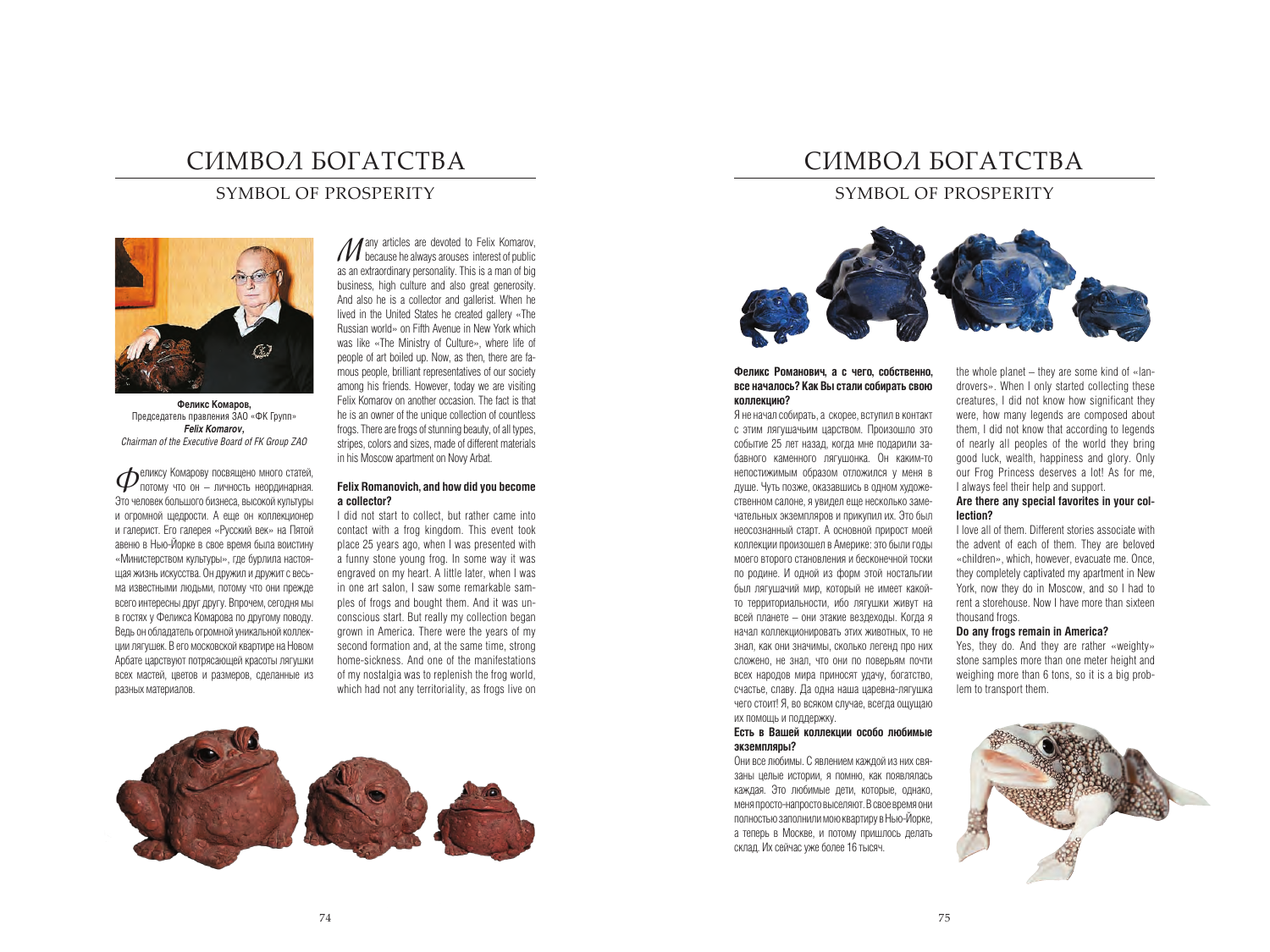# СИМВОЛ БОГАТСТВА

## SYMBOL OF PROSPERITY

**Феликс Комаров,**
Председатель правления ЗАО «ФК Групп»
***Felix Komarov,***
*Chairman of the Executive Board of FK Group ZAO*

Феликсу Комарову посвящено много статей, потому что он – личность неординарная. Это человек большого бизнеса, высокой культуры и огромной щедрости. А еще он коллекционер и галерист. Его галерея «Русский век» на Пятой авеню в Нью-Йорке в свое время была воистину «Министерством культуры», где бурлила настоящая жизнь искусства. Он дружил и дружит с весьма известными людьми, потому что они прежде всего интересны друг другу. Впрочем, сегодня мы в гостях у Феликса Комарова по другому поводу. Ведь он обладатель огромной уникальной коллекции лягушек. В его московской квартире на Новом Арбате царствуют потрясающей красоты лягушки всех мастей, цветов и размеров, сделанные из разных материалов.

Many articles are devoted to Felix Komarov, because he always arouses interest of public as an extraordinary personality. This is a man of big business, high culture and also great generosity. And also he is a collector and gallerist. When he lived in the United States he created gallery «The Russian world» on Fifth Avenue in New York which was like «The Ministry of Culture», where life of people of art boiled up. Now, as then, there are famous people, brilliant representatives of our society among his friends. However, today we are visiting Felix Komarov on another occasion. The fact is that he is an owner of the unique collection of countless frogs. There are frogs of stunning beauty, of all types, stripes, colors and sizes, made of different materials in his Moscow apartment on Novy Arbat.

**Felix Romanovich, and how did you become a collector?**

I did not start to collect, but rather came into contact with a frog kingdom. This event took place 25 years ago, when I was presented with a funny stone young frog. In some way it was engraved on my heart. A little later, when I was in one art salon, I saw some remarkable samples of frogs and bought them. And it was unconscious start. But really my collection began grown in America. There were the years of my second formation and, at the same time, strong home-sickness. And one of the manifestations of my nostalgia was to replenish the frog world, which had not any territoriality, as frogs live on the whole planet – they are some kind of «landrovers». When I only started collecting these creatures, I did not know how significant they were, how many legends are composed about them, I did not know that according to legends of nearly all peoples of the world they bring good luck, wealth, happiness and glory. Only our Frog Princess deserves a lot! As for me, I always feel their help and support.

**Are there any special favorites in your collection?**

I love all of them. Different stories associate with the advent of each of them. They are beloved «children», which, however, evacuate me. Once, they completely captivated my apartment in New York, now they do in Moscow, and so I had to rent a storehouse. Now I have more than sixteen thousand frogs.

**Do any frogs remain in America?**

Yes, they do. And they are rather «weighty» stone samples more than one meter height and weighing more than 6 tons, so it is a big problem to transport them.

**Феликс Романович, а с чего, собственно, все началось? Как Вы стали собирать свою коллекцию?**

Я не начал собирать, а скорее, вступил в контакт с этим лягушачьим царством. Произошло это событие 25 лет назад, когда мне подарили забавного каменного лягушонка. Он каким-то непостижимым образом отложился у меня в душе. Чуть позже, оказавшись в одном художественном салоне, я увидел еще несколько замечательных экземпляров и прикупил их. Это был неосознанный старт. А основной прирост моей коллекции произошел в Америке: это были годы моего второго становления и бесконечной тоски по родине. И одной из форм этой ностальгии был лягушачий мир, который не имеет какой-то территориальности, ибо лягушки живут на всей планете – они этакие вездеходы. Когда я начал коллекционировать этих животных, то не знал, как они значимы, сколько легенд про них сложено, не знал, что они по поверьям почти всех народов мира приносят удачу, богатство, счастье, славу. Да одна наша царевна-лягушка чего стоит! Я, во всяком случае, всегда ощущаю их помощь и поддержку.

**Есть в Вашей коллекции особо любимые экземпляры?**

Они все любимы. С явлением каждой из них связаны целые истории, я помню, как появлялась каждая. Это любимые дети, которые, однако, меня просто-напросто выселяют. В свое время они полностью заполнили мою квартиру в Нью-Йорке, а теперь в Москве, и потому пришлось делать склад. Их сейчас уже более 16 тысяч.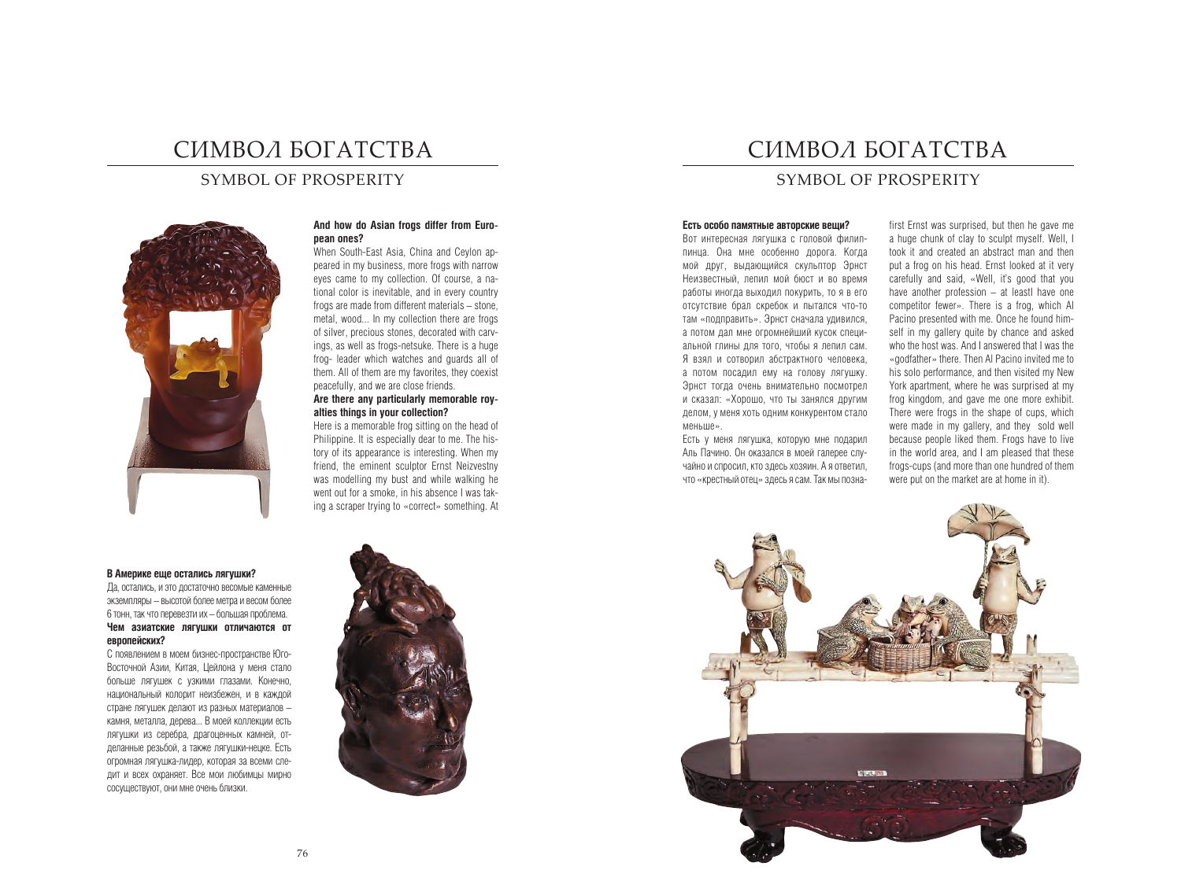# СИМВОЛ БОГАТСТВА

## SYMBOL OF PROSPERITY

**And how do Asian frogs differ from European ones?**

When South-East Asia, China and Ceylon appeared in my business, more frogs with narrow eyes came to my collection. Of course, a national color is inevitable, and in every country frogs are made from different materials – stone, metal, wood... In my collection there are frogs of silver, precious stones, decorated with carvings, as well as frogs-netsuke. There is a huge frog- leader which watches and guards all of them. All of them are my favorites, they coexist peacefully, and we are close friends.

**Are there any particularly memorable royalties things in your collection?**

Here is a memorable frog sitting on the head of Philippine. It is especially dear to me. The history of its appearance is interesting. When my friend, the eminent sculptor Ernst Neizvestny was modelling my bust and while walking he went out for a smoke, in his absence I was taking a scraper trying to «correct» something. At first Ernst was surprised, but then he gave me a huge chunk of clay to sculpt myself. Well, I took it and created an abstract man and then put a frog on his head. Ernst looked at it very carefully and said, «Well, it's good that you have another profession – at leastl have one competitor fewer». There is a frog, which Al Pacino presented with me. Once he found himself in my gallery quite by chance and asked who the host was. And I answered that I was the «godfather» there. Then Al Pacino invited me to his solo performance, and then visited my New York apartment, where he was surprised at my frog kingdom, and gave me one more exhibit. There were frogs in the shape of cups, which were made in my gallery, and they sold well because people liked them. Frogs have to live in the world area, and I am pleased that these frogs-cups (and more than one hundred of them were put on the market are at home in it).

**В Америке еще остались лягушки?**

Да, остались, и это достаточно весомые каменные экземпляры – высотой более метра и весом более 6 тонн, так что перевезти их – большая проблема.

**Чем азиатские лягушки отличаются от европейских?**

С появлением в моем бизнес-пространстве Юго-Восточной Азии, Китая, Цейлона у меня стало больше лягушек с узкими глазами. Конечно, национальный колорит неизбежен, и в каждой стране лягушек делают из разных материалов – камня, металла, дерева... В моей коллекции есть лягушки из серебра, драгоценных камней, отделанные резьбой, а также лягушки-нецке. Есть огромная лягушка-лидер, которая за всеми следит и всех охраняет. Все мои любимцы мирно сосуществуют, они мне очень близки.

**Есть особо памятные авторские вещи?**

Вот интересная лягушка с головой филиппинца. Она мне особенно дорога. Когда мой друг, выдающийся скульптор Эрнст Неизвестный, лепил мой бюст и во время работы иногда выходил покурить, то я в его отсутствие брал скребок и пытался что-то там «подправить». Эрнст сначала удивился, а потом дал мне огромнейший кусок специальной глины для того, чтобы я лепил сам. Я взял и сотворил абстрактного человека, а потом посадил ему на голову лягушку. Эрнст тогда очень внимательно посмотрел и сказал: «Хорошо, что ты занялся другим делом, у меня хоть одним конкурентом стало меньше».

Есть у меня лягушка, которую мне подарил Аль Пачино. Он оказался в моей галерее случайно и спросил, кто здесь хозяин. А я ответил, что «крестный отец» здесь я сам. Так мы позна-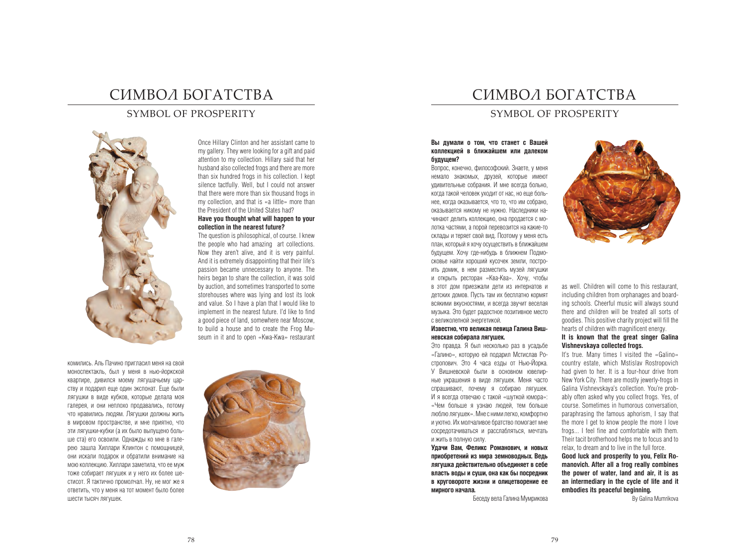# СИМВОЛ БОГАТСТВА

## SYMBOL OF PROSPERITY

Once Hillary Clinton and her assistant came to my gallery. They were looking for a gift and paid attention to my collection. Hillary said that her husband also collected frogs and there are more than six hundred frogs in his collection. I kept silence tactfully. Well, but I could not answer that there were more than six thousand frogs in my collection, and that is «a little» more than the President of the United States had?

**Have you thought what will happen to your collection in the nearest future?**

The question is philosophical, of course. I knew the people who had amazing art collections. Now they aren't alive, and it is very painful. And it is extremely disappointing that their life's passion became unnecessary to anyone. The heirs began to share the collection, it was sold by auction, and sometimes transported to some storehouses where was lying and lost its look and value. So I have a plan that I would like to implement in the nearest future. I'd like to find a good piece of land, somewhere near Moscow, to build a house and to create the Frog Museum in it and to open «Kwa-Kwa» restaurant

комились. Аль Пачино пригласил меня на свой моноспектакль, был у меня в нью-йоркской квартире, дивился моему лягушачьему царству и подарил еще один экспонат. Еще были лягушки в виде кубков, которые делала моя галерея, и они неплохо продавались, потому что нравились людям. Лягушки должны жить в мировом пространстве, и мне приятно, что эти лягушки-кубки (а их было выпущено больше ста) его освоили. Однажды ко мне в галерею зашла Хиллари Клинтон с помощницей, они искали подарок и обратили внимание на мою коллекцию. Хиллари заметила, что ее муж тоже собирает лягушек и у него их более шестисот. Я тактично промолчал. Ну, не мог же я ответить, что у меня на тот момент было более шести тысяч лягушек.

# СИМВОЛ БОГАТСТВА

## SYMBOL OF PROSPERITY

**Вы думали о том, что станет с Вашей коллекцией в ближайшем или далеком будущем?**

Вопрос, конечно, философский. Знаете, у меня немало знакомых, друзей, которые имеют удивительные собрания. И мне всегда больно, когда такой человек уходит от нас, но еще больнее, когда оказывается, что то, что им собрано, оказывается никому не нужно. Наследники начинают делить коллекцию, она продается с молотка частями, а порой перевозится на какие-то склады и теряет свой вид. Поэтому у меня есть план, который я хочу осуществить в ближайшем будущем. Хочу где-нибудь в ближнем Подмосковье найти хороший кусочек земли, построить домик, в нем разместить музей лягушки и открыть ресторан «Ква-Ква». Хочу, чтобы в этот дом приезжали дети из интернатов и детских домов. Пусть там их бесплатно кормят всякими вкусностями, и всегда звучит веселая музыка. Это будет радостное позитивное место с великолепной энергетикой.

**Известно, что великая певица Галина Вишневская собирала лягушек.**

Это правда. Я был несколько раз в усадьбе «Галино», которую ей подарил Мстислав Ростропович. Это 4 часа езды от Нью-Йорка. У Вишневской были в основном ювелирные украшения в виде лягушек. Меня часто спрашивают, почему я собираю лягушек. И я всегда отвечаю с такой «шуткой юмора»: «Чем больше я узнаю людей, тем больше люблю лягушек». Мне с ними легко, комфортно и уютно. Их молчаливое братство помогает мне сосредотачиваться и расслабляться, мечтать и жить в полную силу.

**Удачи Вам, Феликс Романович, и новых приобретений из мира земноводных. Ведь лягушка действительно объединяет в себе власть воды и суши, она как бы посредник в круговороте жизни и олицетворение ее мирного начала.**

Беседу вела Галина Мумрикова

as well. Children will come to this restaurant, including children from orphanages and boarding schools. Cheerful music will always sound there and children will be treated all sorts of goodies. This positive charity project will fill the hearts of children with magnificent energy.

**It is known that the great singer Galina Vishnevskaya collected frogs.**

It's true. Many times I visited the «Galino» country estate, which Mstislav Rostropovich had given to her. It is a four-hour drive from New York City. There are mostly jewerly-frogs in Galina Vishnevskaya's collection. You're probably often asked why you collect frogs. Yes, of course. Sometimes in humorous conversation, paraphrasing the famous aphorism, I say that the more I get to know people the more I love frogs... I feel fine and comfortable with them. Their tacit brotherhood helps me to focus and to relax, to dream and to live in the full force.

**Good luck and prosperity to you, Felix Romanovich. After all a frog really combines the power of water, land and air, it is as an intermediary in the cycle of life and it embodies its peaceful beginning.**

By Galina Mumrikova